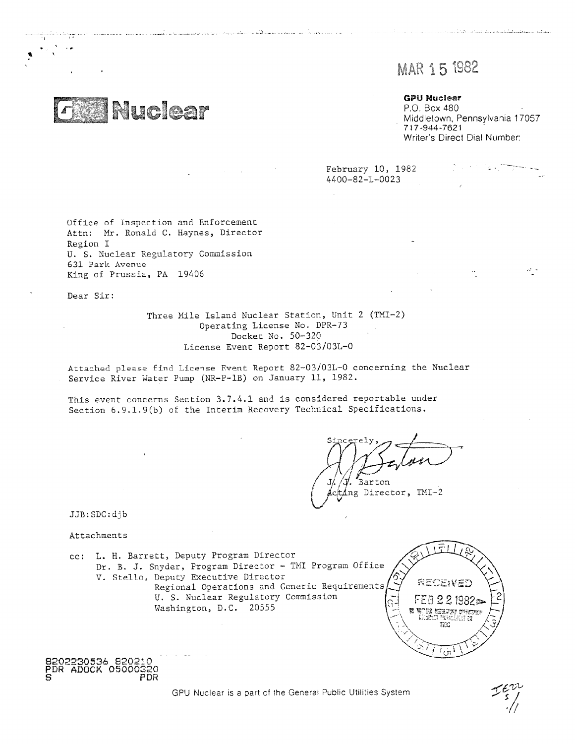MAR 15 1982

# GPU Nuclear

**GPU Nuclear**
P.O. Box 480
Middletown, Pennsylvania 17057
717-944-7621
Writer's Direct Dial Number:

February 10, 1982
4400-82-L-0023

Office of Inspection and Enforcement
Attn: Mr. Ronald C. Haynes, Director
Region I
U. S. Nuclear Regulatory Commission
631 Park Avenue
King of Prussia, PA 19406

Dear Sir:

Three Mile Island Nuclear Station, Unit 2 (TMI-2)
Operating License No. DPR-73
Docket No. 50-320
License Event Report 82-03/03L-0

Attached please find License Event Report 82-03/03L-0 concerning the Nuclear Service River Water Pump (NR-P-1B) on January 11, 1982.

This event concerns Section 3.7.4.1 and is considered reportable under Section 6.9.1.9(b) of the Interim Recovery Technical Specifications.

Sincerely,

J. J. Barton
Acting Director, TMI-2

JJB:SDC:djb

Attachments

cc: L. H. Barrett, Deputy Program Director
Dr. B. J. Snyder, Program Director - TMI Program Office
V. Stello, Deputy Executive Director
Regional Operations and Generic Requirements
U. S. Nuclear Regulatory Commission
Washington, D.C. 20555

RECEIVED
FEB 22 1982

8202230536 820210
PDR ADOCK 05000320
S PDR

GPU Nuclear is a part of the General Public Utilities System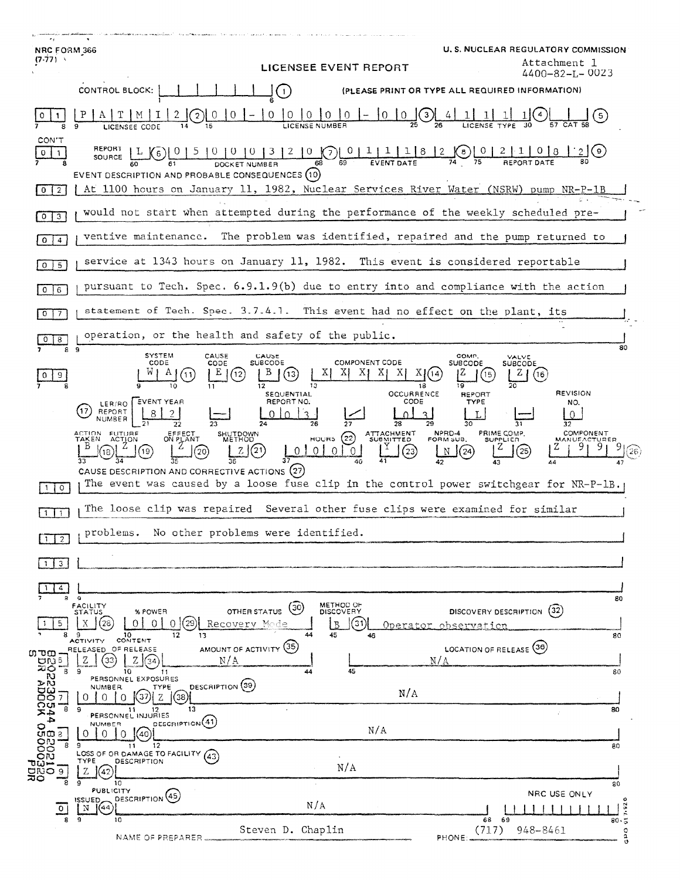NRC FORM 366
(7-77)

U. S. NUCLEAR REGULATORY COMMISSION

# LICENSEE EVENT REPORT

Attachment 1
4400-82-L-0023

CONTROL BLOCK: (1) (PLEASE PRINT OR TYPE ALL REQUIRED INFORMATION)

| Field | Value |
|---|---|
| Licensee Code (2) | P A T M I 2 |
| License Number (3) | 0 0 - 0 0 0 0 0 - 0 0 |
| License Type (4) | 4 1 1 1 1 |
| CAT (5) | |
| Report Source (6) | L |
| Docket Number (7) | 0 5 0 0 0 3 2 0 |
| Event Date (8) | 0 1 1 1 8 2 |
| Report Date (9) | 0 2 1 0 8 2 |

**EVENT DESCRIPTION AND PROBABLE CONSEQUENCES (10)**

At 1100 hours on January 11, 1982, Nuclear Services River Water (NSRW) pump NR-P-1B would not start when attempted during the performance of the weekly scheduled preventive maintenance. The problem was identified, repaired and the pump returned to service at 1343 hours on January 11, 1982. This event is considered reportable pursuant to Tech. Spec. 6.9.1.9(b) due to entry into and compliance with the action statement of Tech. Spec. 3.7.4.1. This event had no effect on the plant, its operation, or the health and safety of the public.

| System Code (11) | Cause Code (12) | Cause Subcode (13) | Component Code (14) | Comp. Subcode (15) | Valve Subcode (16) |
|---|---|---|---|---|---|
| W A | E | B | X X X X X X | Z | Z |

| LER/RO Report Number (17) | Event Year | | Sequential Report No. | | Occurrence Code | Report Type | | Revision No. |
|---|---|---|---|---|---|---|---|---|
| | 8 2 | — | 0 0 3 | / | 0 3 | L | — | 0 |

| Action Taken (18) | Future Action (19) | Effect on Plant (20) | Shutdown Method (21) | Hours (22) | Attachment Submitted (23) | NPRD-4 Form Sub. (24) | Prime Comp. Supplier (25) | Component Manufacturer (26) |
|---|---|---|---|---|---|---|---|---|
| B | Z | Z | Z | 0 0 0 0 | Y | N | Z | Z 9 9 9 |

**CAUSE DESCRIPTION AND CORRECTIVE ACTIONS (27)**

The event was caused by a loose fuse clip in the control power switchgear for NR-P-1B. The loose clip was repaired Several other fuse clips were examined for similar problems. No other problems were identified.

| Facility Status (28) | % Power (29) | Other Status (30) | Method of Discovery (31) | Discovery Description (32) |
|---|---|---|---|---|
| X | 0 0 0 | Recovery Mode | B | Operator observation |

| Activity Released of Release (33) | Content (34) | Amount of Activity (35) | Location of Release (36) |
|---|---|---|---|
| Z | Z | N/A | N/A |

**PERSONNEL EXPOSURES**

| Number (37) | Type (38) | Description (39) |
|---|---|---|
| 0 0 0 | Z | N/A |

**PERSONNEL INJURIES**

| Number (40) | Description (41) |
|---|---|
| 0 0 0 | N/A |

**LOSS OF OR DAMAGE TO FACILITY (43)**

| Type (42) | Description |
|---|---|
| Z | N/A |

**PUBLICITY**

| Issued (44) | Description (45) |
|---|---|
| N | N/A |

NRC USE ONLY

NAME OF PREPARER: Steven D. Chaplin

PHONE: (717) 948-8461

8202230544 820210
PDR ADOCK 05000320
S PDR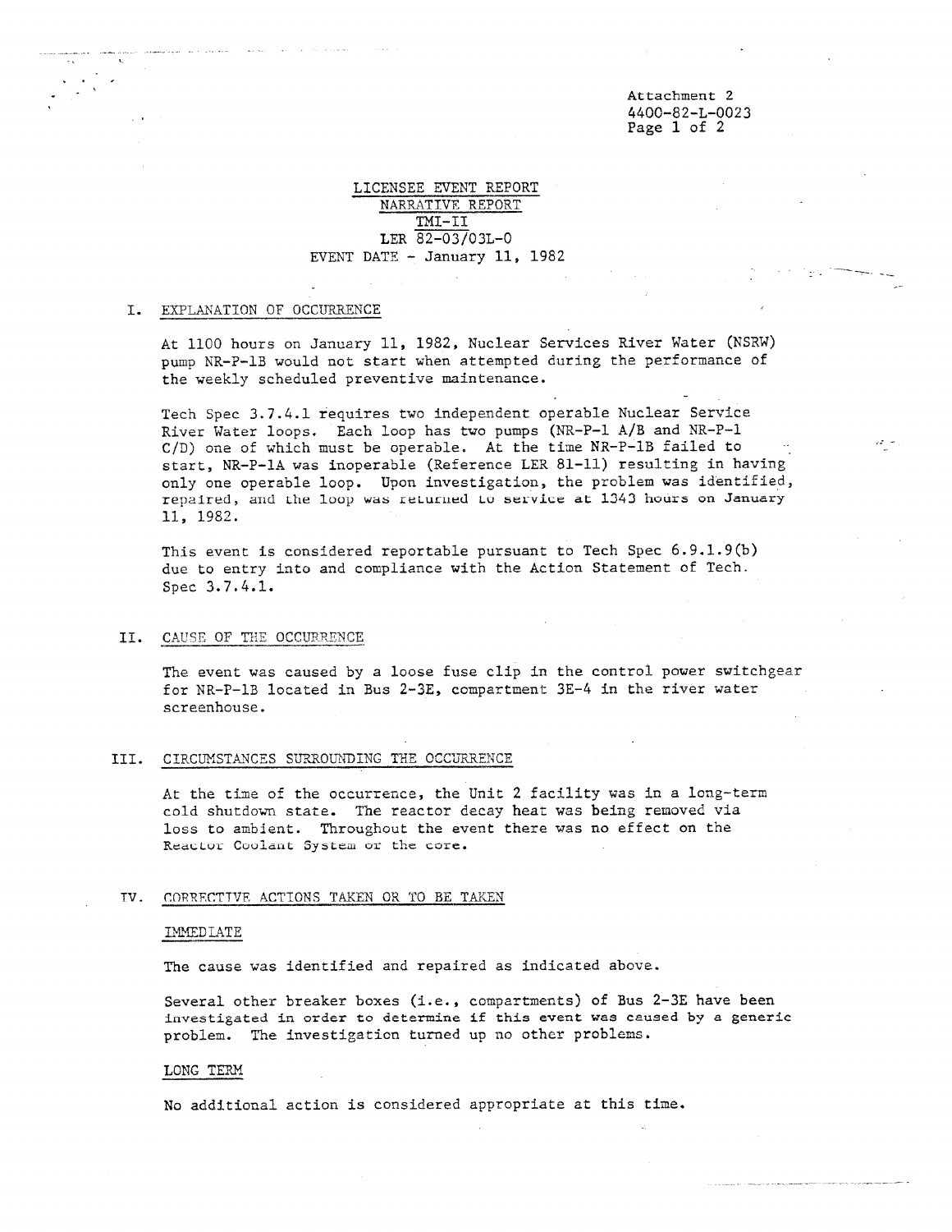Attachment 2
4400-82-L-0023

LICENSEE EVENT REPORT
NARRATIVE REPORT
TMI-II
LER 82-03/03L-0
EVENT DATE - January 11, 1982

## I. EXPLANATION OF OCCURRENCE

At 1100 hours on January 11, 1982, Nuclear Services River Water (NSRW) pump NR-P-1B would not start when attempted during the performance of the weekly scheduled preventive maintenance.

Tech Spec 3.7.4.1 requires two independent operable Nuclear Service River Water loops. Each loop has two pumps (NR-P-1 A/B and NR-P-1 C/D) one of which must be operable. At the time NR-P-1B failed to start, NR-P-1A was inoperable (Reference LER 81-11) resulting in having only one operable loop. Upon investigation, the problem was identified, repaired, and the loop was returned to service at 1343 hours on January 11, 1982.

This event is considered reportable pursuant to Tech Spec 6.9.1.9(b) due to entry into and compliance with the Action Statement of Tech. Spec 3.7.4.1.

## II. CAUSE OF THE OCCURRENCE

The event was caused by a loose fuse clip in the control power switchgear for NR-P-1B located in Bus 2-3E, compartment 3E-4 in the river water screenhouse.

## III. CIRCUMSTANCES SURROUNDING THE OCCURRENCE

At the time of the occurrence, the Unit 2 facility was in a long-term cold shutdown state. The reactor decay heat was being removed via loss to ambient. Throughout the event there was no effect on the Reactor Coolant System or the core.

## IV. CORRECTIVE ACTIONS TAKEN OR TO BE TAKEN

### IMMEDIATE

The cause was identified and repaired as indicated above.

Several other breaker boxes (i.e., compartments) of Bus 2-3E have been investigated in order to determine if this event was caused by a generic problem. The investigation turned up no other problems.

### LONG TERM

No additional action is considered appropriate at this time.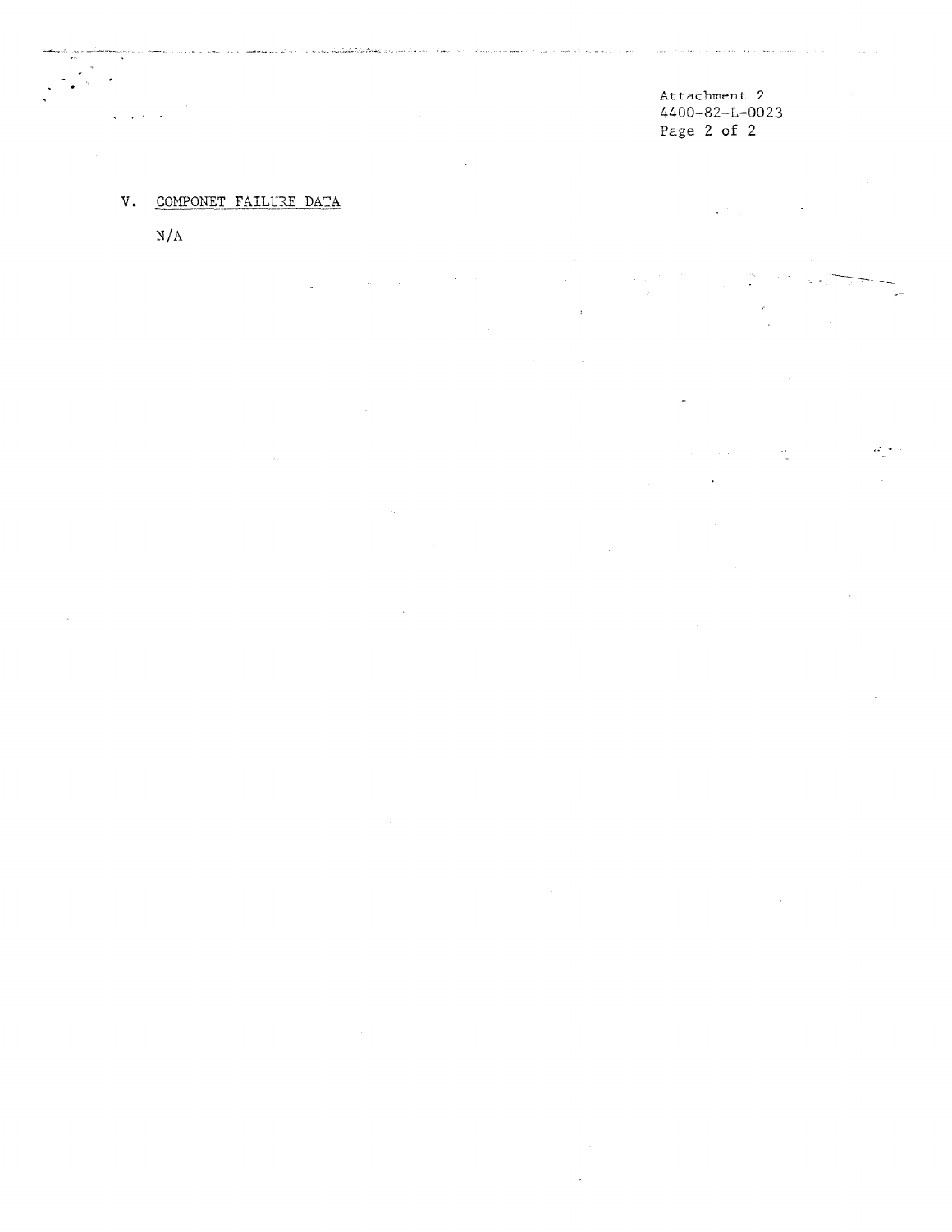Attachment 2
4400-82-L-0023

V. COMPONET FAILURE DATA

N/A